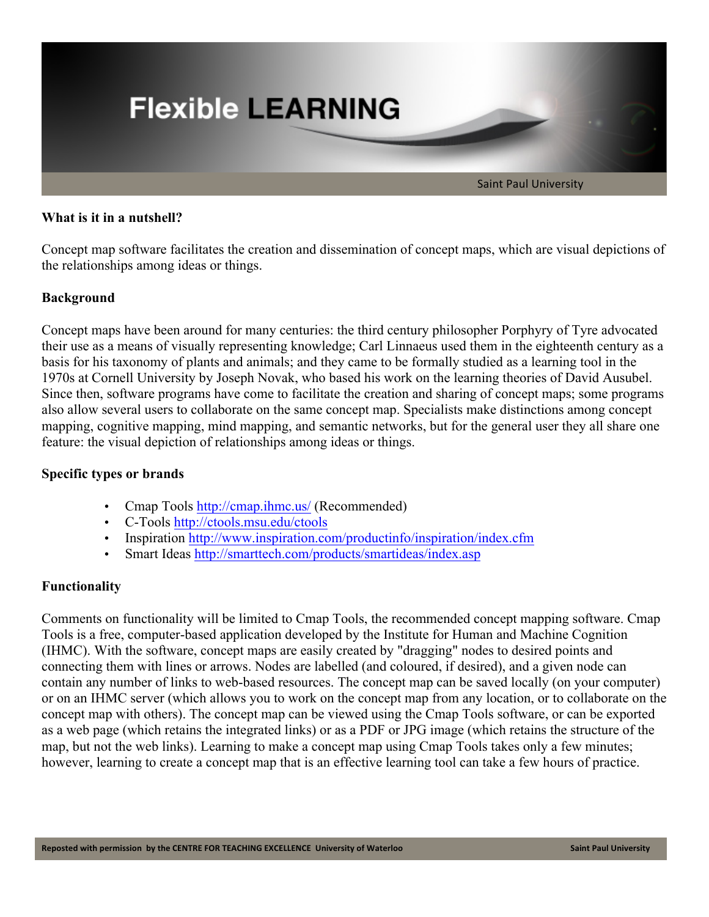# Flexible LEARNING

Saint Paul University

**What is it in a nutshell?**

Concept map software facilitates the creation and dissemination of concept maps, which are visual depictions of the relationships among ideas or things.

**Background**

Concept maps have been around for many centuries: the third century philosopher Porphyry of Tyre advocated their use as a means of visually representing knowledge; Carl Linnaeus used them in the eighteenth century as a basis for his taxonomy of plants and animals; and they came to be formally studied as a learning tool in the 1970s at Cornell University by Joseph Novak, who based his work on the learning theories of David Ausubel. Since then, software programs have come to facilitate the creation and sharing of concept maps; some programs also allow several users to collaborate on the same concept map. Specialists make distinctions among concept mapping, cognitive mapping, mind mapping, and semantic networks, but for the general user they all share one feature: the visual depiction of relationships among ideas or things.

**Specific types or brands**

- Cmap Tools http://cmap.ihmc.us/ (Recommended)
- C-Tools http://ctools.msu.edu/ctools
- Inspiration http://www.inspiration.com/productinfo/inspiration/index.cfm
- Smart Ideas http://smarttech.com/products/smartideas/index.asp

**Functionality**

Comments on functionality will be limited to Cmap Tools, the recommended concept mapping software. Cmap Tools is a free, computer-based application developed by the Institute for Human and Machine Cognition (IHMC). With the software, concept maps are easily created by "dragging" nodes to desired points and connecting them with lines or arrows. Nodes are labelled (and coloured, if desired), and a given node can contain any number of links to web-based resources. The concept map can be saved locally (on your computer) or on an IHMC server (which allows you to work on the concept map from any location, or to collaborate on the concept map with others). The concept map can be viewed using the Cmap Tools software, or can be exported as a web page (which retains the integrated links) or as a PDF or JPG image (which retains the structure of the map, but not the web links). Learning to make a concept map using Cmap Tools takes only a few minutes; however, learning to create a concept map that is an effective learning tool can take a few hours of practice.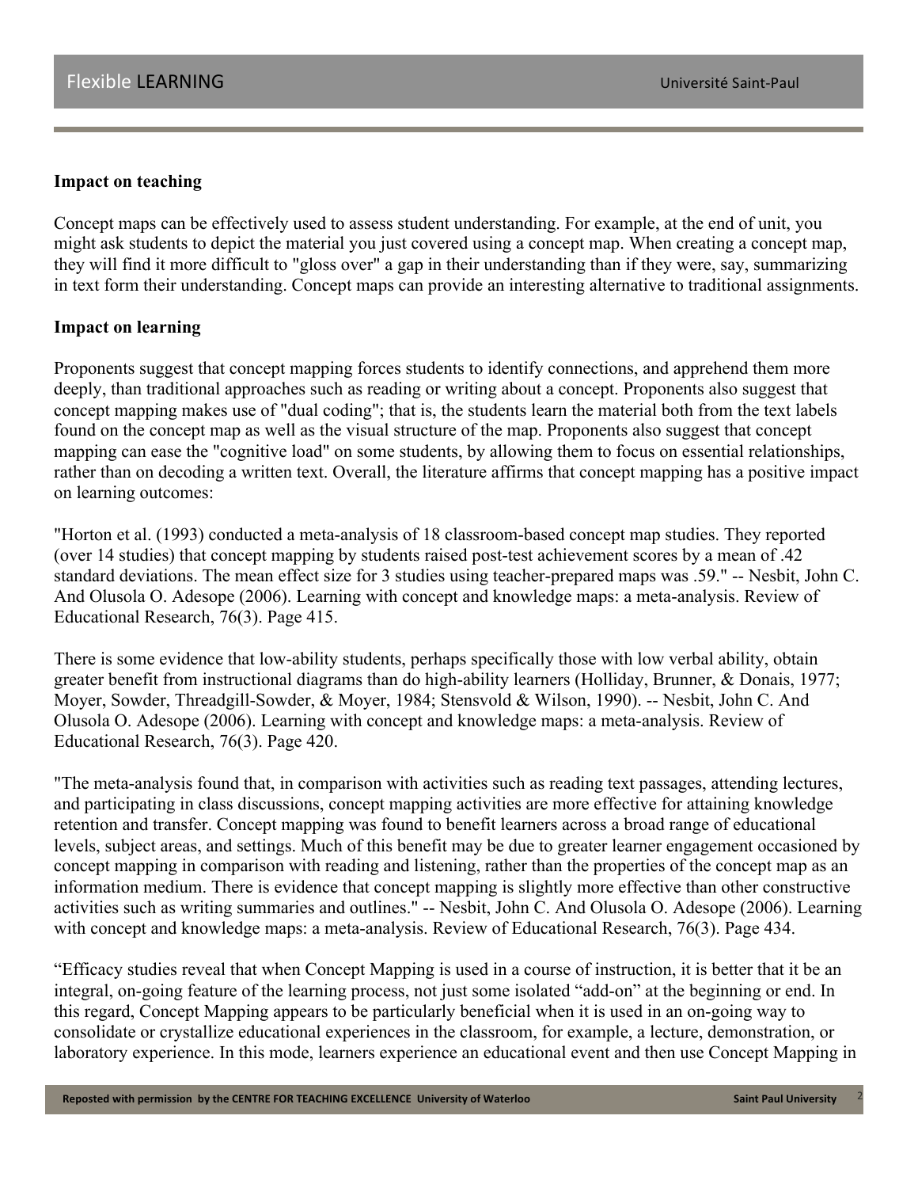**Impact on teaching**

Concept maps can be effectively used to assess student understanding. For example, at the end of unit, you might ask students to depict the material you just covered using a concept map. When creating a concept map, they will find it more difficult to "gloss over" a gap in their understanding than if they were, say, summarizing in text form their understanding. Concept maps can provide an interesting alternative to traditional assignments.

**Impact on learning**

Proponents suggest that concept mapping forces students to identify connections, and apprehend them more deeply, than traditional approaches such as reading or writing about a concept. Proponents also suggest that concept mapping makes use of "dual coding"; that is, the students learn the material both from the text labels found on the concept map as well as the visual structure of the map. Proponents also suggest that concept mapping can ease the "cognitive load" on some students, by allowing them to focus on essential relationships, rather than on decoding a written text. Overall, the literature affirms that concept mapping has a positive impact on learning outcomes:

"Horton et al. (1993) conducted a meta-analysis of 18 classroom-based concept map studies. They reported (over 14 studies) that concept mapping by students raised post-test achievement scores by a mean of .42 standard deviations. The mean effect size for 3 studies using teacher-prepared maps was .59." -- Nesbit, John C. And Olusola O. Adesope (2006). Learning with concept and knowledge maps: a meta-analysis. Review of Educational Research, 76(3). Page 415.

There is some evidence that low-ability students, perhaps specifically those with low verbal ability, obtain greater benefit from instructional diagrams than do high-ability learners (Holliday, Brunner, & Donais, 1977; Moyer, Sowder, Threadgill-Sowder, & Moyer, 1984; Stensvold & Wilson, 1990). -- Nesbit, John C. And Olusola O. Adesope (2006). Learning with concept and knowledge maps: a meta-analysis. Review of Educational Research, 76(3). Page 420.

"The meta-analysis found that, in comparison with activities such as reading text passages, attending lectures, and participating in class discussions, concept mapping activities are more effective for attaining knowledge retention and transfer. Concept mapping was found to benefit learners across a broad range of educational levels, subject areas, and settings. Much of this benefit may be due to greater learner engagement occasioned by concept mapping in comparison with reading and listening, rather than the properties of the concept map as an information medium. There is evidence that concept mapping is slightly more effective than other constructive activities such as writing summaries and outlines." -- Nesbit, John C. And Olusola O. Adesope (2006). Learning with concept and knowledge maps: a meta-analysis. Review of Educational Research, 76(3). Page 434.

"Efficacy studies reveal that when Concept Mapping is used in a course of instruction, it is better that it be an integral, on-going feature of the learning process, not just some isolated "add-on" at the beginning or end. In this regard, Concept Mapping appears to be particularly beneficial when it is used in an on-going way to consolidate or crystallize educational experiences in the classroom, for example, a lecture, demonstration, or laboratory experience. In this mode, learners experience an educational event and then use Concept Mapping in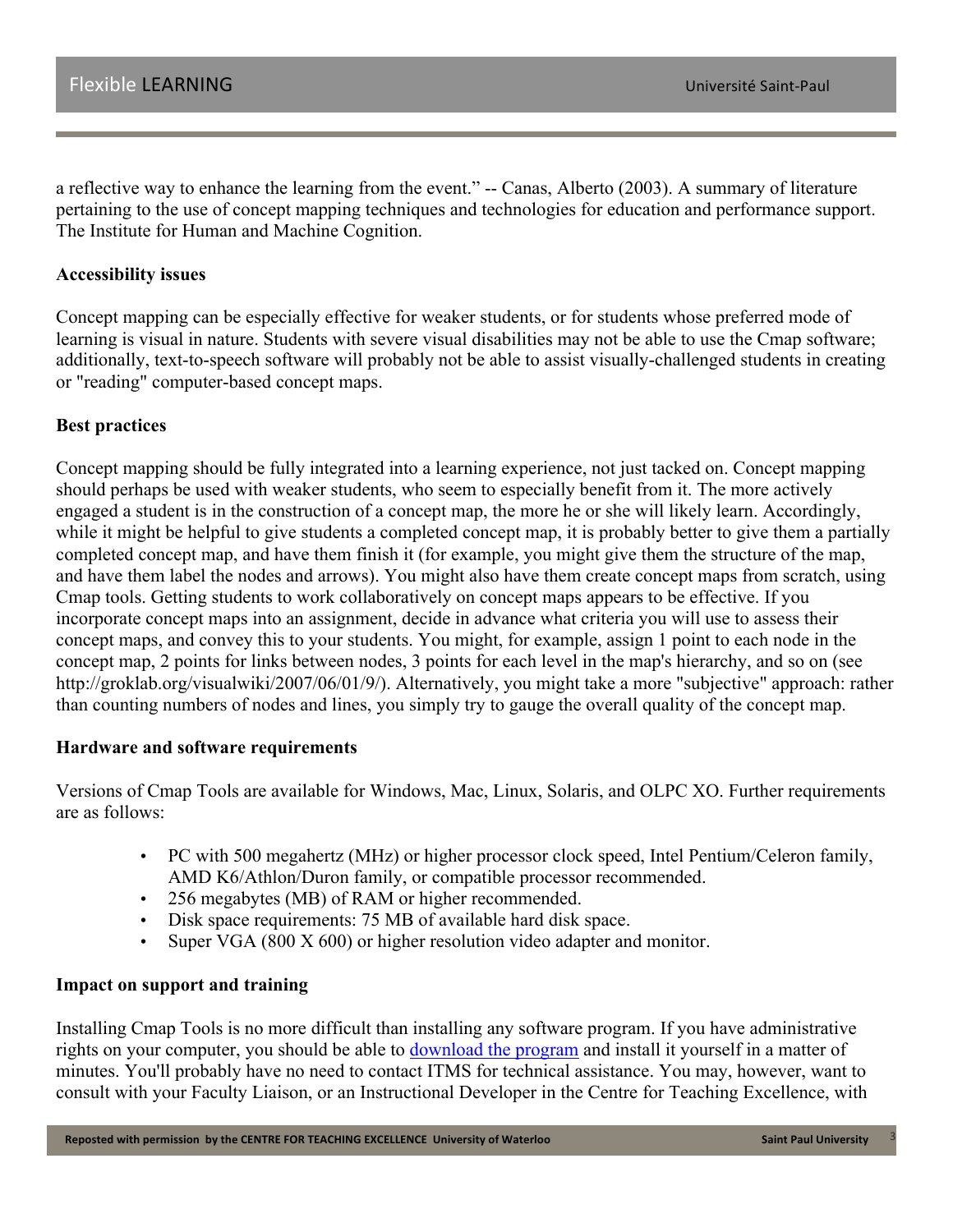a reflective way to enhance the learning from the event." -- Canas, Alberto (2003). A summary of literature pertaining to the use of concept mapping techniques and technologies for education and performance support. The Institute for Human and Machine Cognition.

**Accessibility issues**

Concept mapping can be especially effective for weaker students, or for students whose preferred mode of learning is visual in nature. Students with severe visual disabilities may not be able to use the Cmap software; additionally, text-to-speech software will probably not be able to assist visually-challenged students in creating or "reading" computer-based concept maps.

**Best practices**

Concept mapping should be fully integrated into a learning experience, not just tacked on. Concept mapping should perhaps be used with weaker students, who seem to especially benefit from it. The more actively engaged a student is in the construction of a concept map, the more he or she will likely learn. Accordingly, while it might be helpful to give students a completed concept map, it is probably better to give them a partially completed concept map, and have them finish it (for example, you might give them the structure of the map, and have them label the nodes and arrows). You might also have them create concept maps from scratch, using Cmap tools. Getting students to work collaboratively on concept maps appears to be effective. If you incorporate concept maps into an assignment, decide in advance what criteria you will use to assess their concept maps, and convey this to your students. You might, for example, assign 1 point to each node in the concept map, 2 points for links between nodes, 3 points for each level in the map's hierarchy, and so on (see http://groklab.org/visualwiki/2007/06/01/9/). Alternatively, you might take a more "subjective" approach: rather than counting numbers of nodes and lines, you simply try to gauge the overall quality of the concept map.

**Hardware and software requirements**

Versions of Cmap Tools are available for Windows, Mac, Linux, Solaris, and OLPC XO. Further requirements are as follows:

- PC with 500 megahertz (MHz) or higher processor clock speed, Intel Pentium/Celeron family, AMD K6/Athlon/Duron family, or compatible processor recommended.
- 256 megabytes (MB) of RAM or higher recommended.
- Disk space requirements: 75 MB of available hard disk space.
- Super VGA (800 X 600) or higher resolution video adapter and monitor.

**Impact on support and training**

Installing Cmap Tools is no more difficult than installing any software program. If you have administrative rights on your computer, you should be able to download the program and install it yourself in a matter of minutes. You'll probably have no need to contact ITMS for technical assistance. You may, however, want to consult with your Faculty Liaison, or an Instructional Developer in the Centre for Teaching Excellence, with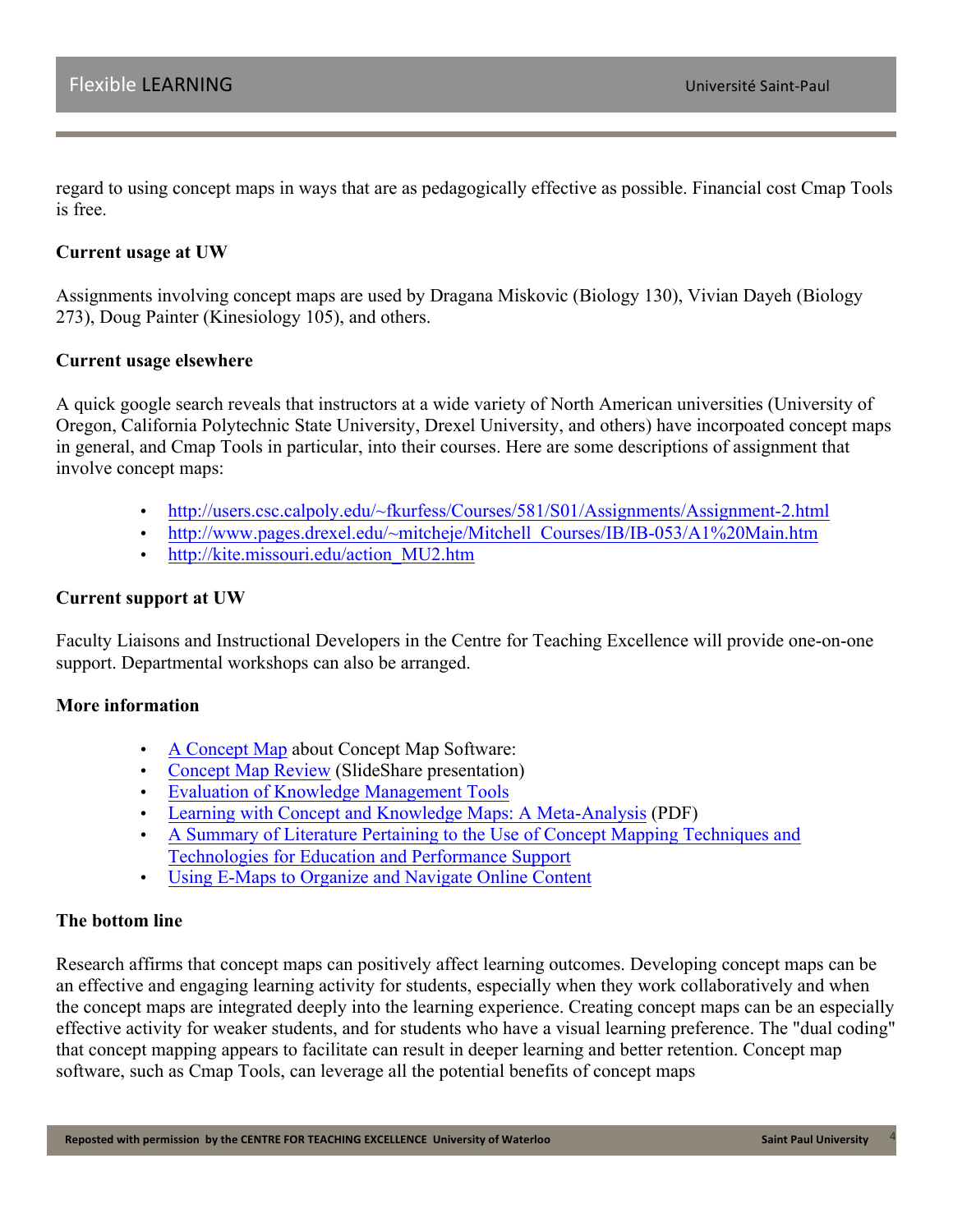regard to using concept maps in ways that are as pedagogically effective as possible. Financial cost Cmap Tools is free.

**Current usage at UW**

Assignments involving concept maps are used by Dragana Miskovic (Biology 130), Vivian Dayeh (Biology 273), Doug Painter (Kinesiology 105), and others.

**Current usage elsewhere**

A quick google search reveals that instructors at a wide variety of North American universities (University of Oregon, California Polytechnic State University, Drexel University, and others) have incorpoated concept maps in general, and Cmap Tools in particular, into their courses. Here are some descriptions of assignment that involve concept maps:

- http://users.csc.calpoly.edu/~fkurfess/Courses/581/S01/Assignments/Assignment-2.html
- http://www.pages.drexel.edu/~mitcheje/Mitchell_Courses/IB/IB-053/A1%20Main.htm
- http://kite.missouri.edu/action_MU2.htm

**Current support at UW**

Faculty Liaisons and Instructional Developers in the Centre for Teaching Excellence will provide one-on-one support. Departmental workshops can also be arranged.

**More information**

- A Concept Map about Concept Map Software:
- Concept Map Review (SlideShare presentation)
- Evaluation of Knowledge Management Tools
- Learning with Concept and Knowledge Maps: A Meta-Analysis (PDF)
- A Summary of Literature Pertaining to the Use of Concept Mapping Techniques and Technologies for Education and Performance Support
- Using E-Maps to Organize and Navigate Online Content

**The bottom line**

Research affirms that concept maps can positively affect learning outcomes. Developing concept maps can be an effective and engaging learning activity for students, especially when they work collaboratively and when the concept maps are integrated deeply into the learning experience. Creating concept maps can be an especially effective activity for weaker students, and for students who have a visual learning preference. The "dual coding" that concept mapping appears to facilitate can result in deeper learning and better retention. Concept map software, such as Cmap Tools, can leverage all the potential benefits of concept maps